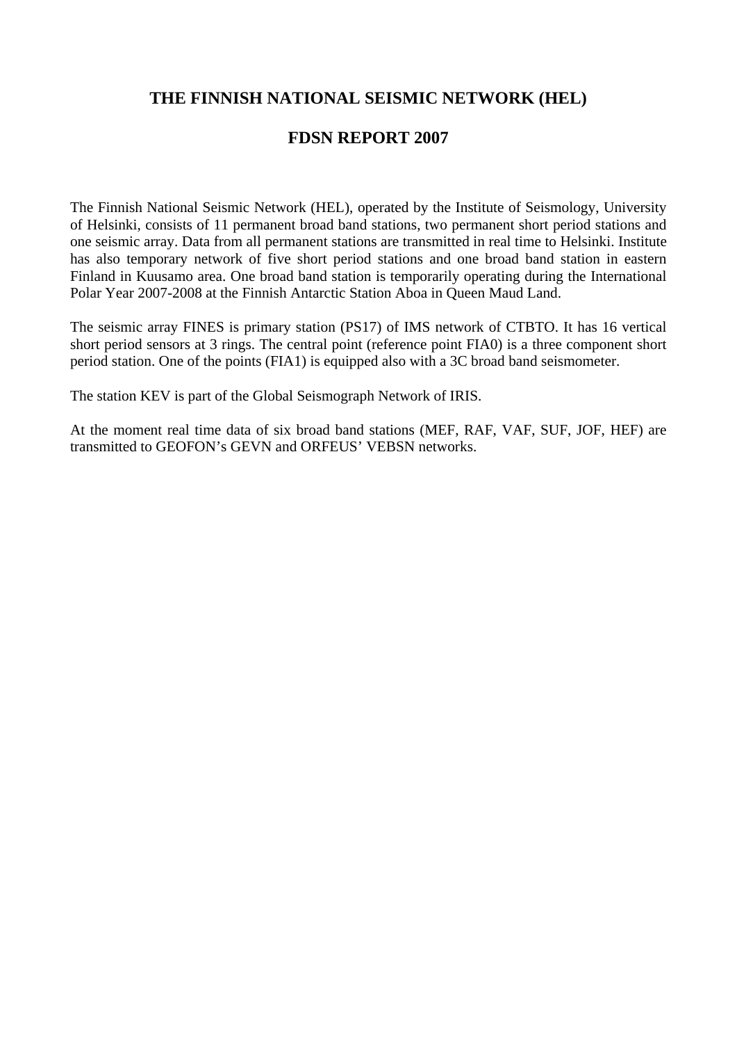# THE FINNISH NATIONAL SEISMIC NETWORK (HEL)

## FDSN REPORT 2007

The Finnish National Seismic Network (HEL), operated by the Institute of Seismology, University of Helsinki, consists of 11 permanent broad band stations, two permanent short period stations and one seismic array. Data from all permanent stations are transmitted in real time to Helsinki. Institute has also temporary network of five short period stations and one broad band station in eastern Finland in Kuusamo area. One broad band station is temporarily operating during the International Polar Year 2007-2008 at the Finnish Antarctic Station Aboa in Queen Maud Land.

The seismic array FINES is primary station (PS17) of IMS network of CTBTO. It has 16 vertical short period sensors at 3 rings. The central point (reference point FIA0) is a three component short period station. One of the points (FIA1) is equipped also with a 3C broad band seismometer.

The station KEV is part of the Global Seismograph Network of IRIS.

At the moment real time data of six broad band stations (MEF, RAF, VAF, SUF, JOF, HEF) are transmitted to GEOFON's GEVN and ORFEUS' VEBSN networks.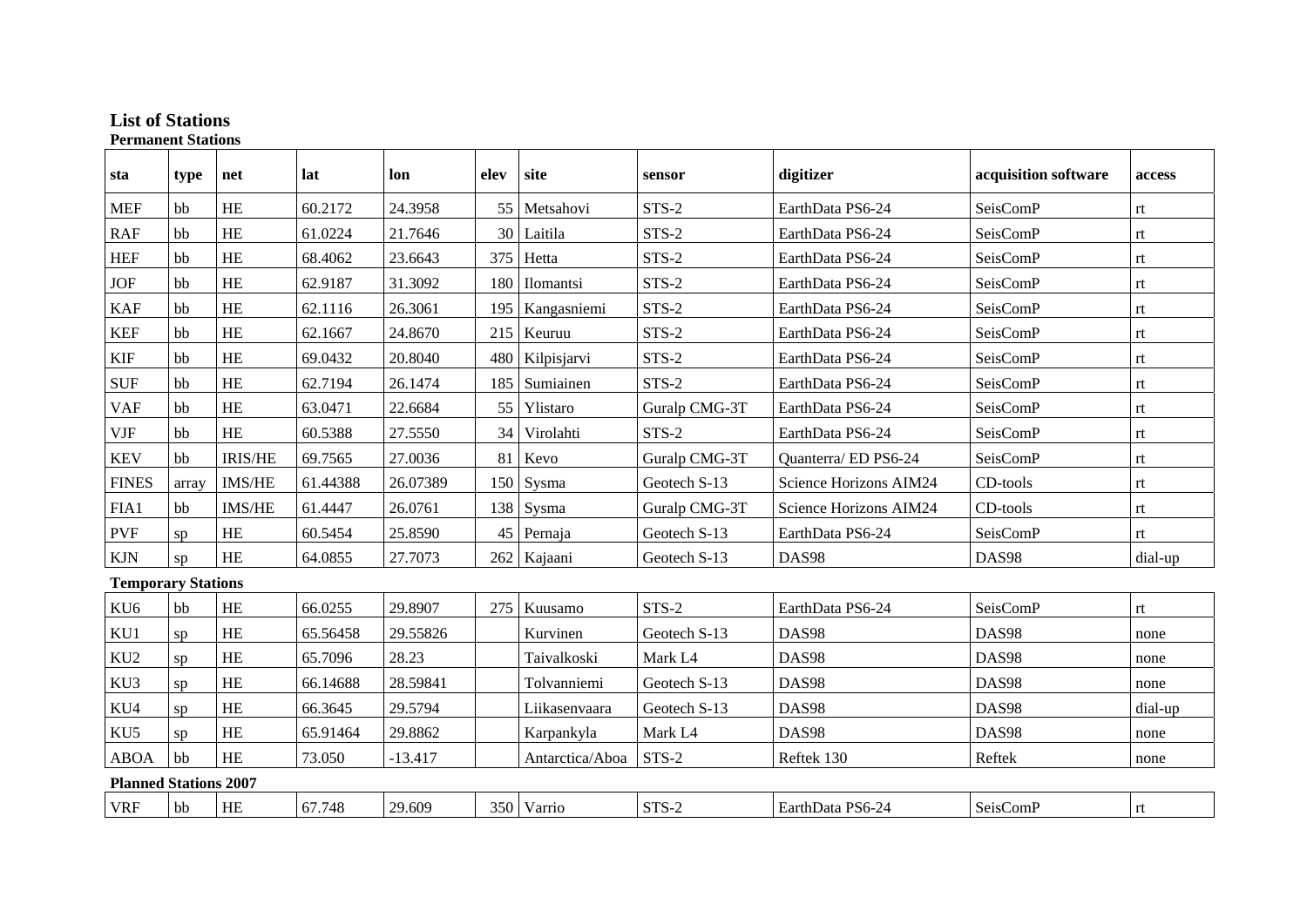## List of Stations

### Permanent Stations

| sta | type | net | lat | lon | elev | site | sensor | digitizer | acquisition software | access |
|---|---|---|---|---|---|---|---|---|---|---|
| MEF | bb | HE | 60.2172 | 24.3958 | 55 | Metsahovi | STS-2 | EarthData PS6-24 | SeisComP | rt |
| RAF | bb | HE | 61.0224 | 21.7646 | 30 | Laitila | STS-2 | EarthData PS6-24 | SeisComP | rt |
| HEF | bb | HE | 68.4062 | 23.6643 | 375 | Hetta | STS-2 | EarthData PS6-24 | SeisComP | rt |
| JOF | bb | HE | 62.9187 | 31.3092 | 180 | Ilomantsi | STS-2 | EarthData PS6-24 | SeisComP | rt |
| KAF | bb | HE | 62.1116 | 26.3061 | 195 | Kangasniemi | STS-2 | EarthData PS6-24 | SeisComP | rt |
| KEF | bb | HE | 62.1667 | 24.8670 | 215 | Keuruu | STS-2 | EarthData PS6-24 | SeisComP | rt |
| KIF | bb | HE | 69.0432 | 20.8040 | 480 | Kilpisjarvi | STS-2 | EarthData PS6-24 | SeisComP | rt |
| SUF | bb | HE | 62.7194 | 26.1474 | 185 | Sumiainen | STS-2 | EarthData PS6-24 | SeisComP | rt |
| VAF | bb | HE | 63.0471 | 22.6684 | 55 | Ylistaro | Guralp CMG-3T | EarthData PS6-24 | SeisComP | rt |
| VJF | bb | HE | 60.5388 | 27.5550 | 34 | Virolahti | STS-2 | EarthData PS6-24 | SeisComP | rt |
| KEV | bb | IRIS/HE | 69.7565 | 27.0036 | 81 | Kevo | Guralp CMG-3T | Quanterra/ ED PS6-24 | SeisComP | rt |
| FINES | array | IMS/HE | 61.44388 | 26.07389 | 150 | Sysma | Geotech S-13 | Science Horizons AIM24 | CD-tools | rt |
| FIA1 | bb | IMS/HE | 61.4447 | 26.0761 | 138 | Sysma | Guralp CMG-3T | Science Horizons AIM24 | CD-tools | rt |
| PVF | sp | HE | 60.5454 | 25.8590 | 45 | Pernaja | Geotech S-13 | EarthData PS6-24 | SeisComP | rt |
| KJN | sp | HE | 64.0855 | 27.7073 | 262 | Kajaani | Geotech S-13 | DAS98 | DAS98 | dial-up |

### Temporary Stations

| sta | type | net | lat | lon | elev | site | sensor | digitizer | acquisition software | access |
|---|---|---|---|---|---|---|---|---|---|---|
| KU6 | bb | HE | 66.0255 | 29.8907 | 275 | Kuusamo | STS-2 | EarthData PS6-24 | SeisComP | rt |
| KU1 | sp | HE | 65.56458 | 29.55826 | | Kurvinen | Geotech S-13 | DAS98 | DAS98 | none |
| KU2 | sp | HE | 65.7096 | 28.23 | | Taivalkoski | Mark L4 | DAS98 | DAS98 | none |
| KU3 | sp | HE | 66.14688 | 28.59841 | | Tolvanniemi | Geotech S-13 | DAS98 | DAS98 | none |
| KU4 | sp | HE | 66.3645 | 29.5794 | | Liikasenvaara | Geotech S-13 | DAS98 | DAS98 | dial-up |
| KU5 | sp | HE | 65.91464 | 29.8862 | | Karpankyla | Mark L4 | DAS98 | DAS98 | none |
| ABOA | bb | HE | 73.050 | -13.417 | | Antarctica/Aboa | STS-2 | Reftek 130 | Reftek | none |

### Planned Stations 2007

| sta | type | net | lat | lon | elev | site | sensor | digitizer | acquisition software | access |
|---|---|---|---|---|---|---|---|---|---|---|
| VRF | bb | HE | 67.748 | 29.609 | 350 | Varrio | STS-2 | EarthData PS6-24 | SeisComP | rt |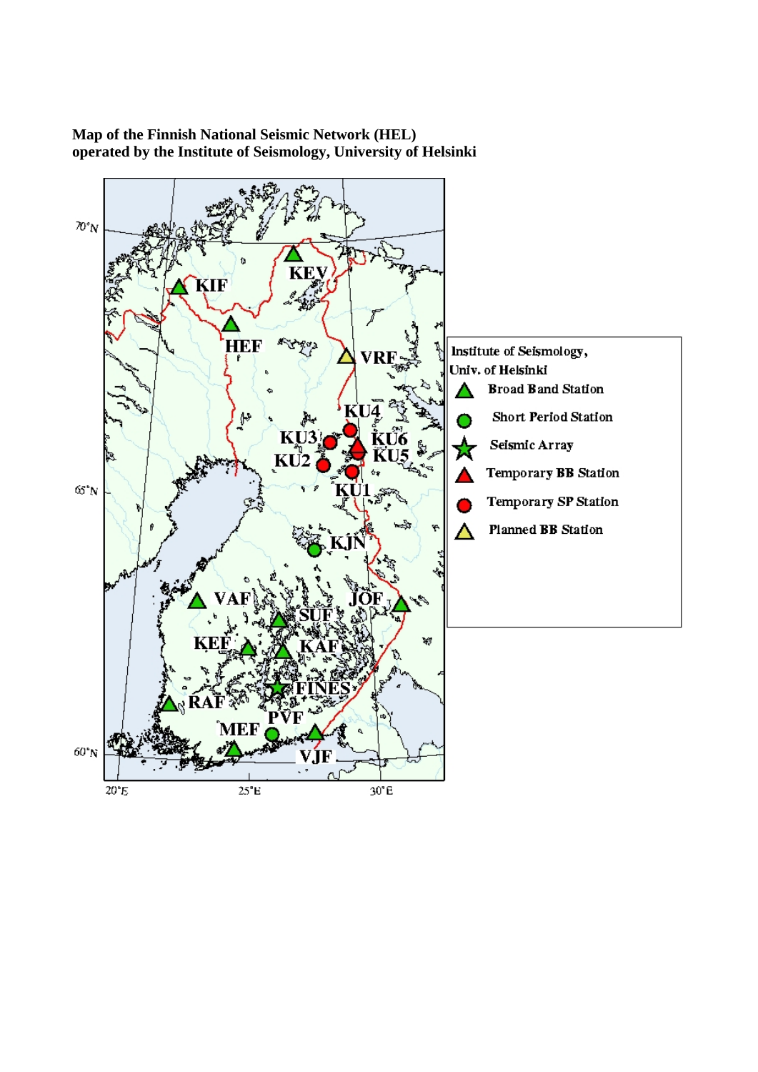**Map of the Finnish National Seismic Network (HEL)**
**operated by the Institute of Seismology, University of Helsinki**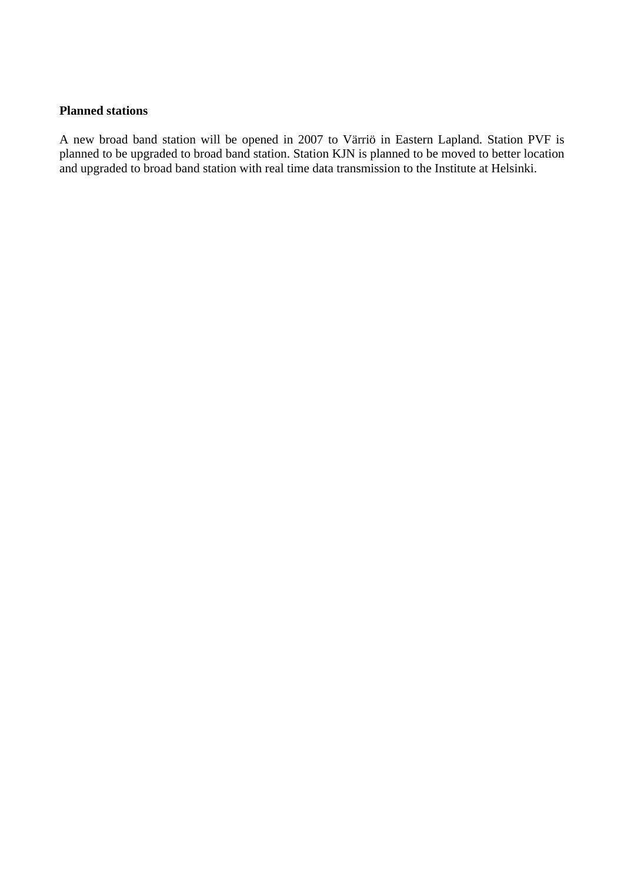**Planned stations**

A new broad band station will be opened in 2007 to Värriö in Eastern Lapland. Station PVF is planned to be upgraded to broad band station. Station KJN is planned to be moved to better location and upgraded to broad band station with real time data transmission to the Institute at Helsinki.